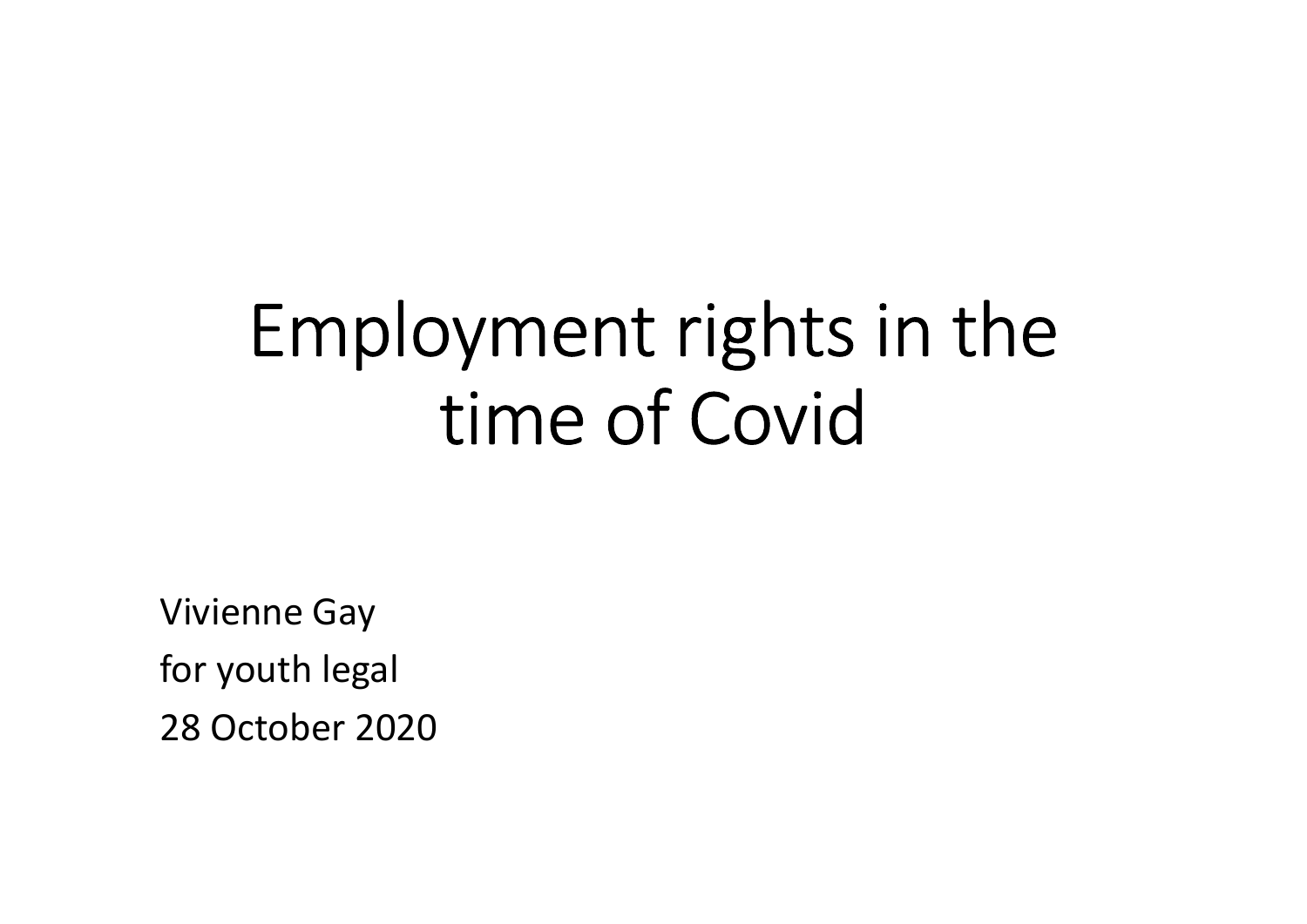# Employment rights in the time of Covid

Vivienne Gay

for youth legal

28 October 2020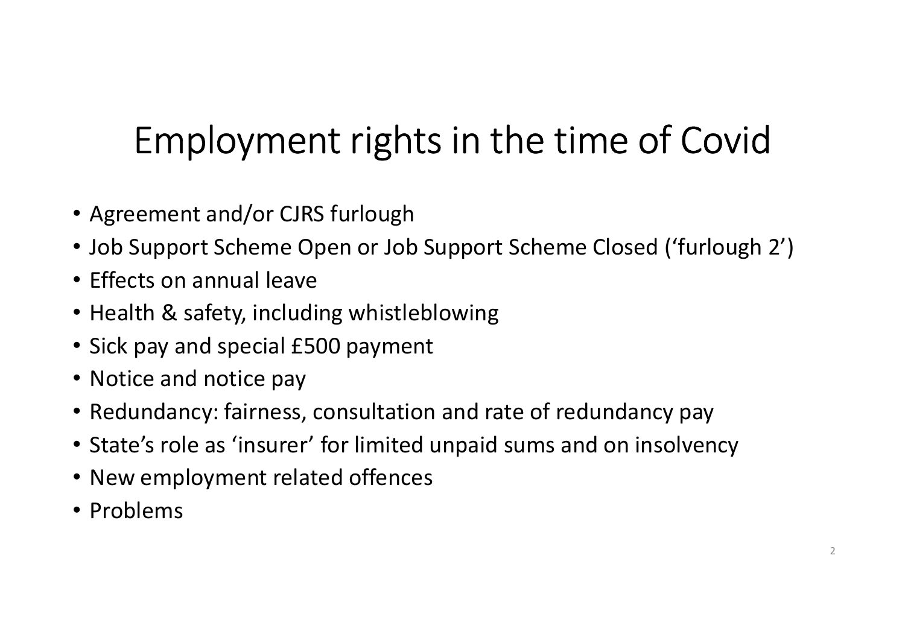# Employment rights in the time of Covid

- Agreement and/or CJRS furlough
- Job Support Scheme Open or Job Support Scheme Closed ('furlough 2')
- Effects on annual leave
- Health & safety, including whistleblowing
- Sick pay and special £500 payment
- Notice and notice pay
- Redundancy: fairness, consultation and rate of redundancy pay
- State's role as 'insurer' for limited unpaid sums and on insolvency
- New employment related offences
- Problems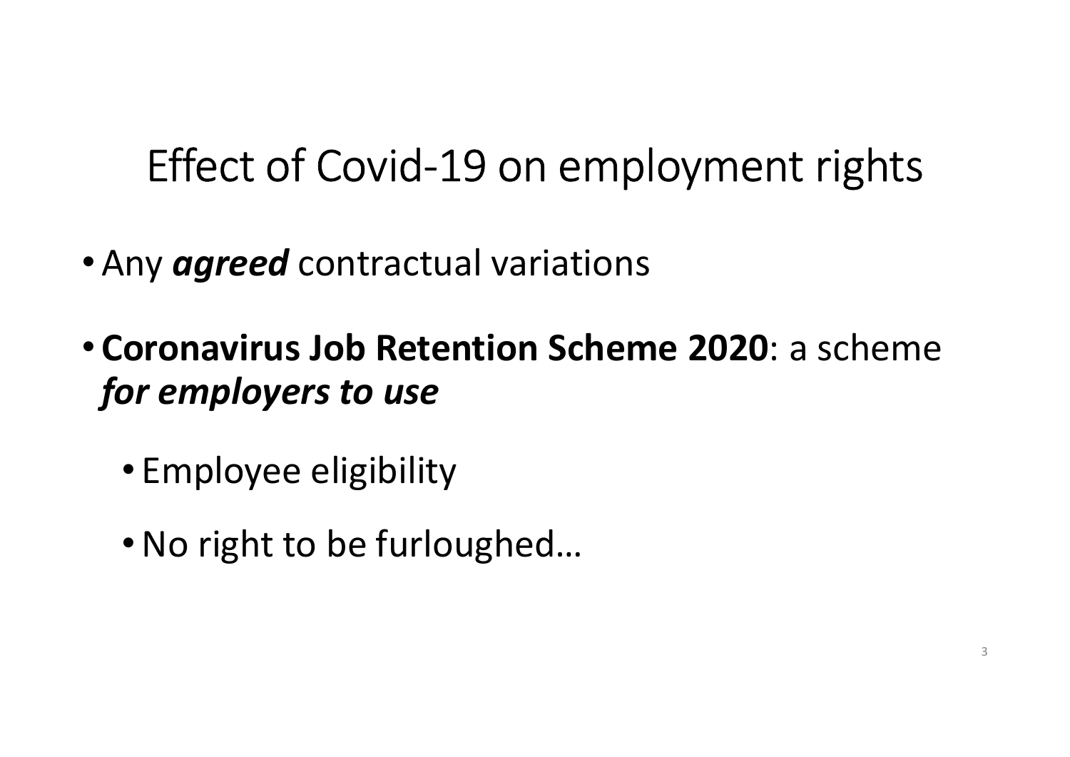# Effect of Covid-19 on employment rights

- Any ***agreed*** contractual variations
- **Coronavirus Job Retention Scheme 2020**: a scheme ***for employers to use***
  - Employee eligibility
  - No right to be furloughed…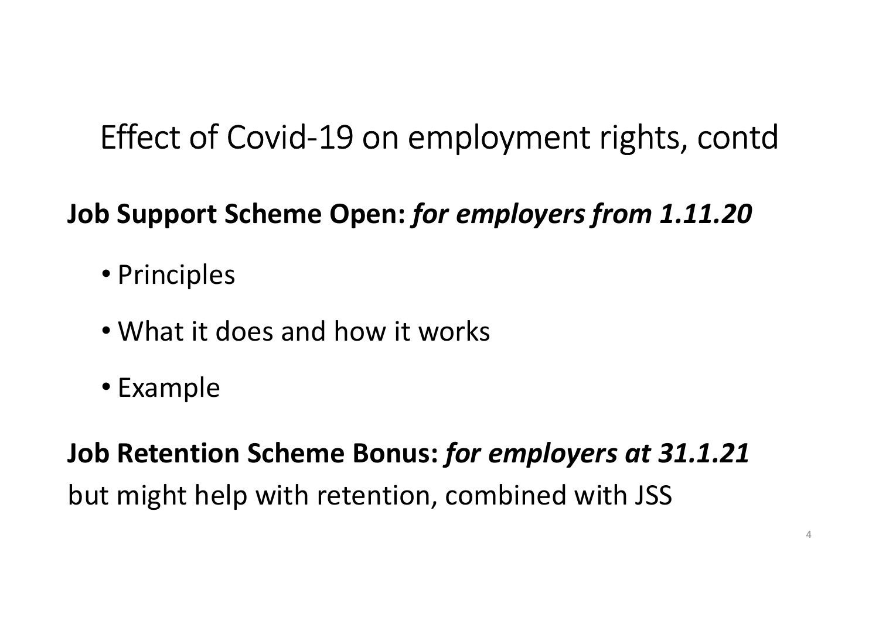# Effect of Covid-19 on employment rights, contd

**Job Support Scheme Open:** ***for employers from 1.11.20***

- Principles
- What it does and how it works
- Example

**Job Retention Scheme Bonus:** ***for employers at 31.1.21***
but might help with retention, combined with JSS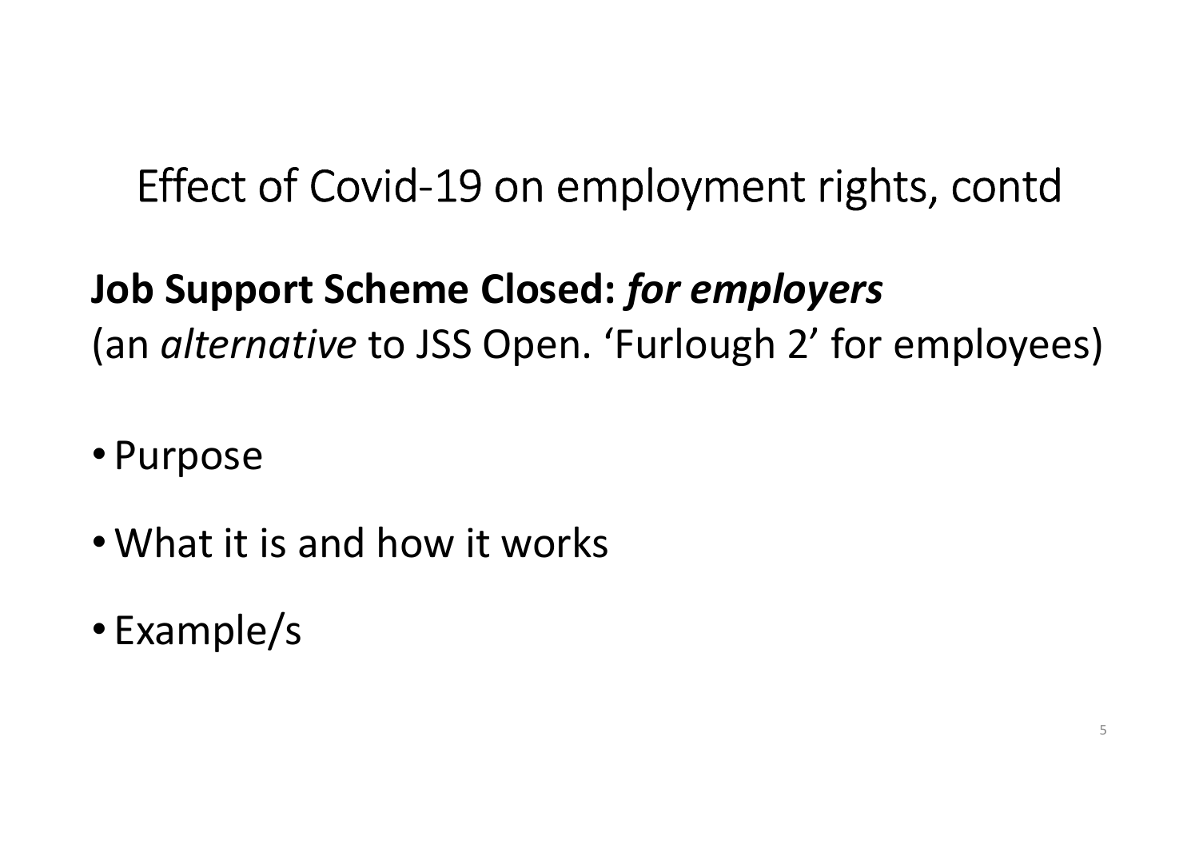# Effect of Covid-19 on employment rights, contd

**Job Support Scheme Closed:** ***for employers***
(an *alternative* to JSS Open. 'Furlough 2' for employees)

- Purpose
- What it is and how it works
- Example/s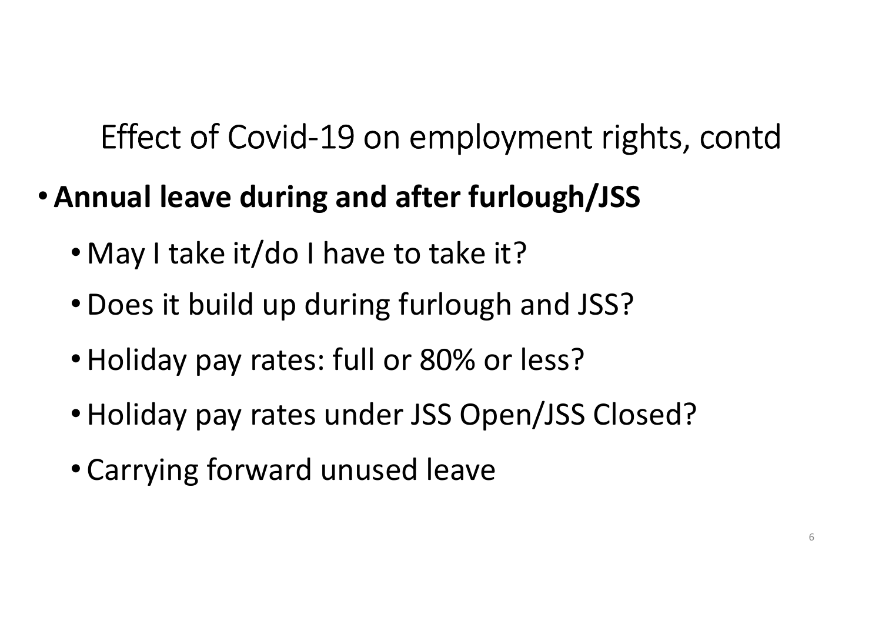# Effect of Covid-19 on employment rights, contd

- **Annual leave during and after furlough/JSS**
  - May I take it/do I have to take it?
  - Does it build up during furlough and JSS?
  - Holiday pay rates: full or 80% or less?
  - Holiday pay rates under JSS Open/JSS Closed?
  - Carrying forward unused leave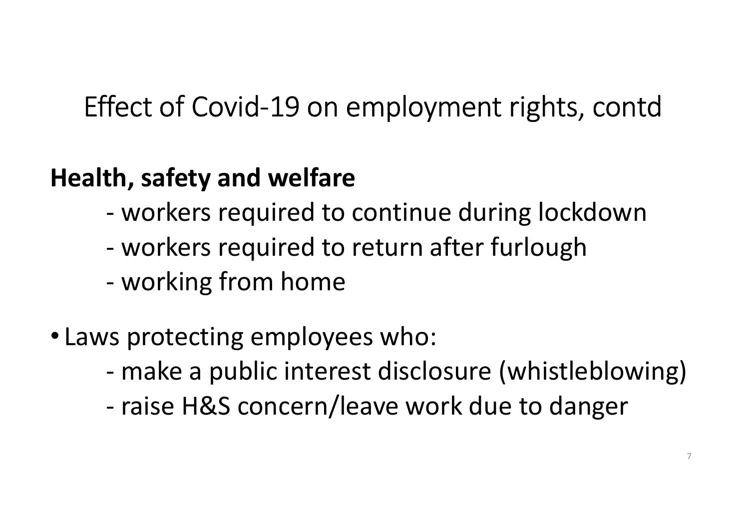# Effect of Covid-19 on employment rights, contd

**Health, safety and welfare**

- workers required to continue during lockdown
- workers required to return after furlough
- working from home

- Laws protecting employees who:
  - make a public interest disclosure (whistleblowing)
  - raise H&S concern/leave work due to danger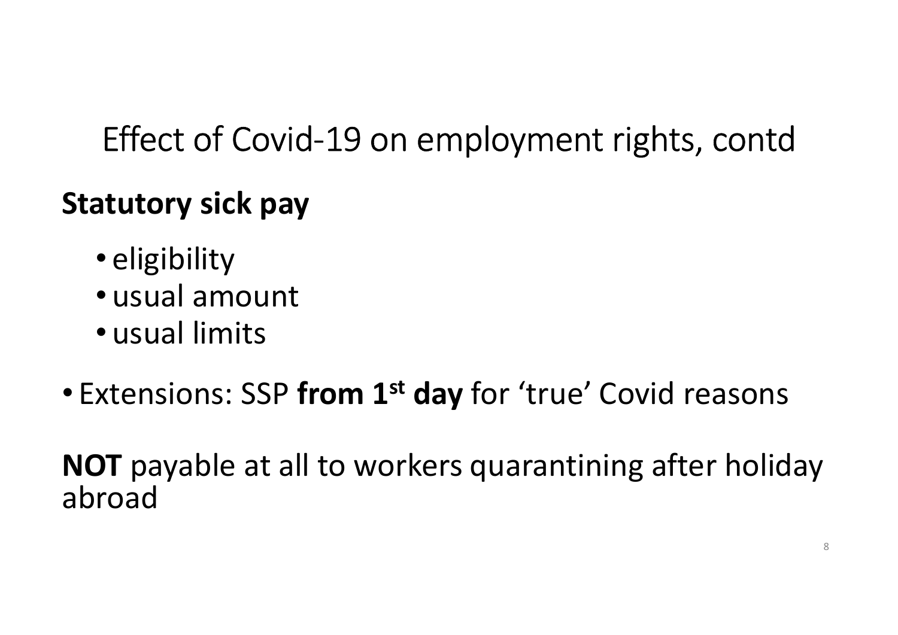# Effect of Covid-19 on employment rights, contd

**Statutory sick pay**

- eligibility
- usual amount
- usual limits

- Extensions: SSP **from 1st day** for 'true' Covid reasons

**NOT** payable at all to workers quarantining after holiday abroad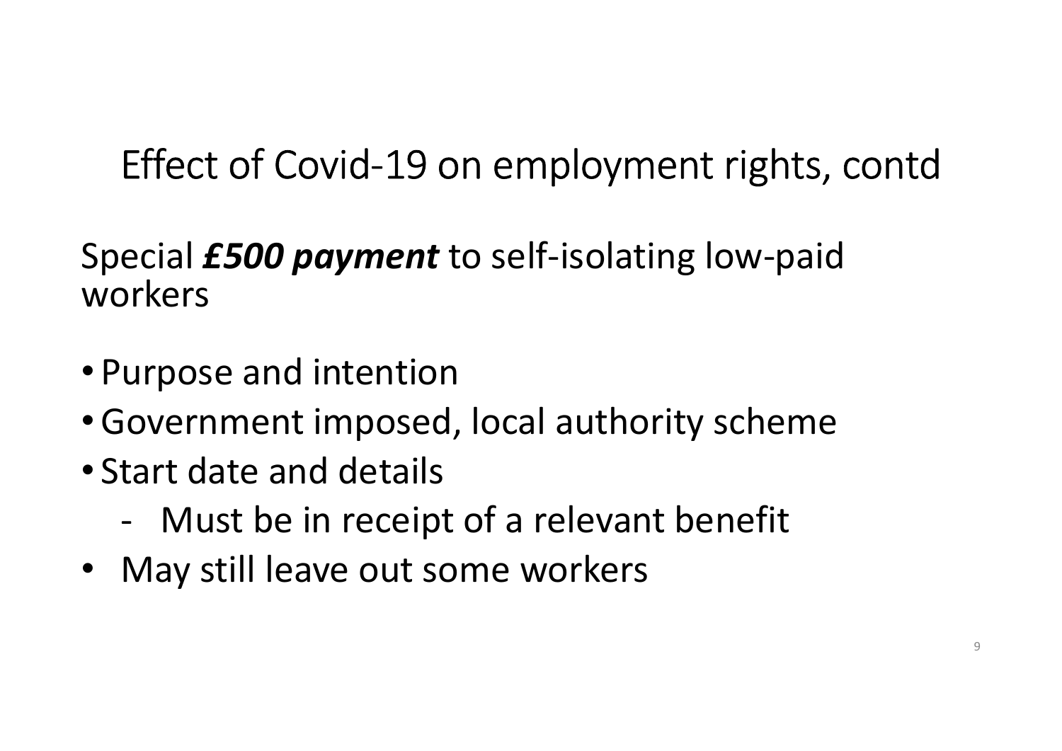# Effect of Covid-19 on employment rights, contd

Special ***£500 payment*** to self-isolating low-paid workers

- Purpose and intention
- Government imposed, local authority scheme
- Start date and details
  - Must be in receipt of a relevant benefit
- May still leave out some workers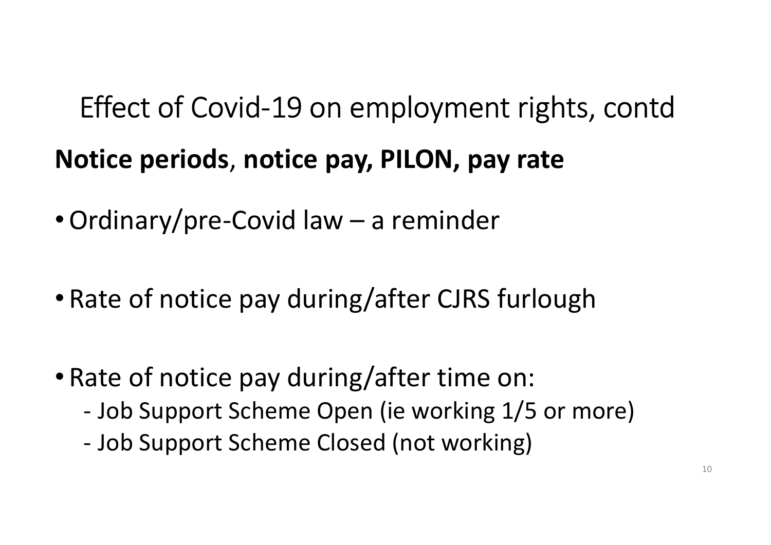# Effect of Covid-19 on employment rights, contd

## **Notice periods**, **notice pay, PILON, pay rate**

- Ordinary/pre-Covid law – a reminder
- Rate of notice pay during/after CJRS furlough
- Rate of notice pay during/after time on:
  - Job Support Scheme Open (ie working 1/5 or more)
  - Job Support Scheme Closed (not working)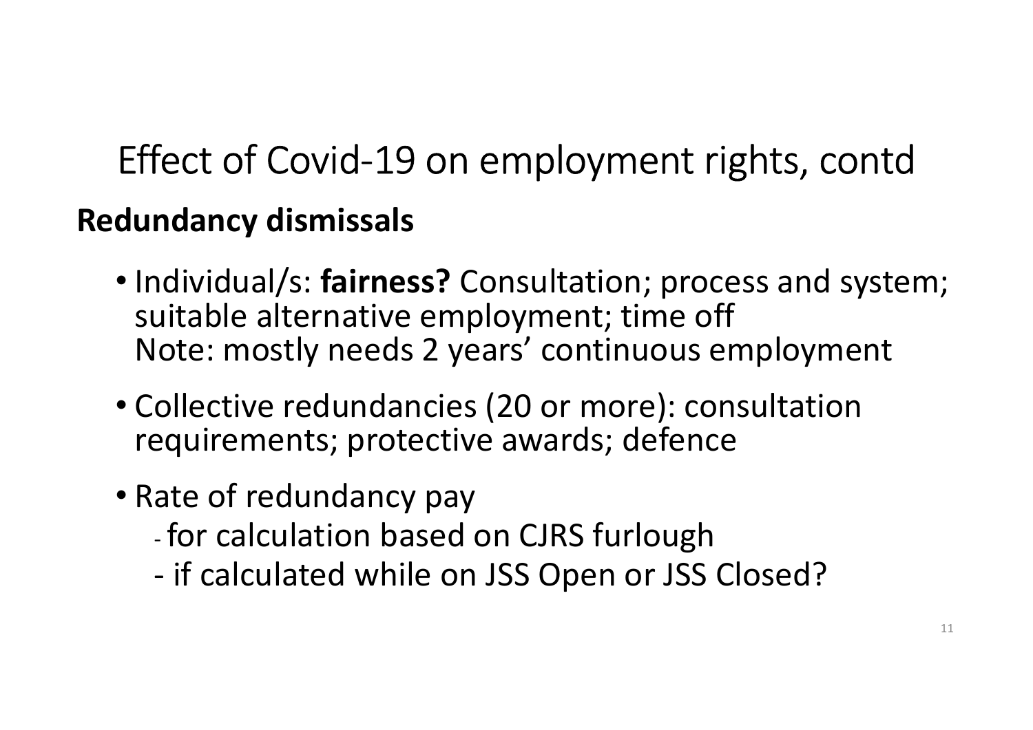# Effect of Covid-19 on employment rights, contd

## Redundancy dismissals

- Individual/s: **fairness?** Consultation; process and system; suitable alternative employment; time off
  Note: mostly needs 2 years' continuous employment
- Collective redundancies (20 or more): consultation requirements; protective awards; defence
- Rate of redundancy pay
  - for calculation based on CJRS furlough
  - if calculated while on JSS Open or JSS Closed?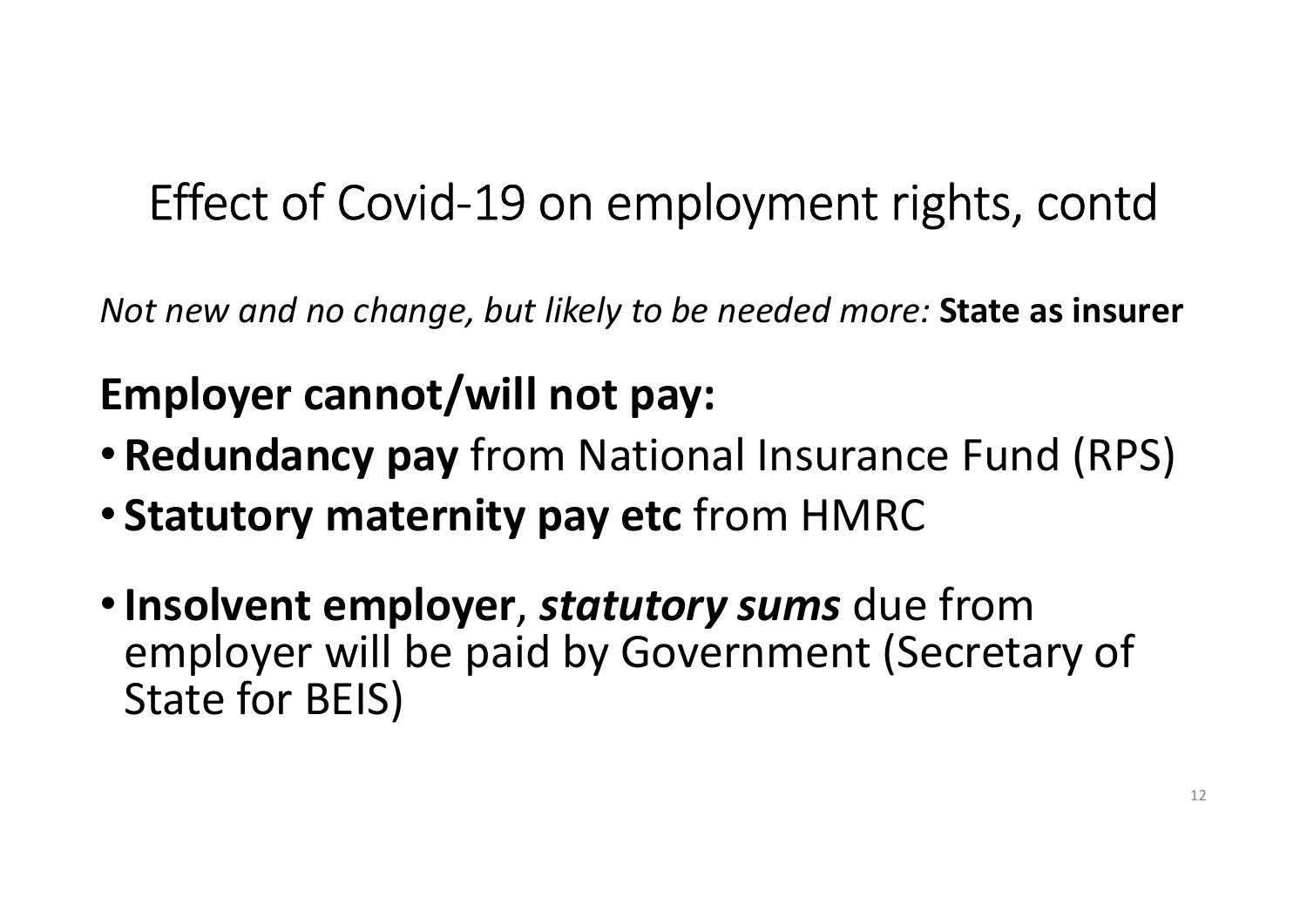# Effect of Covid-19 on employment rights, contd

*Not new and no change, but likely to be needed more:* **State as insurer**

## Employer cannot/will not pay:

- **Redundancy pay** from National Insurance Fund (RPS)
- **Statutory maternity pay etc** from HMRC
- **Insolvent employer**, ***statutory sums*** due from employer will be paid by Government (Secretary of State for BEIS)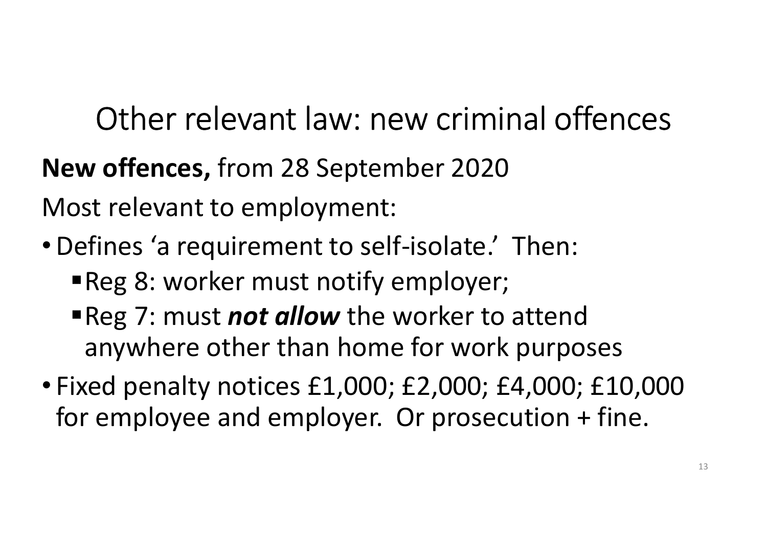# Other relevant law: new criminal offences

**New offences,** from 28 September 2020

Most relevant to employment:

- Defines 'a requirement to self-isolate.' Then:
  - Reg 8: worker must notify employer;
  - Reg 7: must ***not allow*** the worker to attend anywhere other than home for work purposes
- Fixed penalty notices £1,000; £2,000; £4,000; £10,000 for employee and employer. Or prosecution + fine.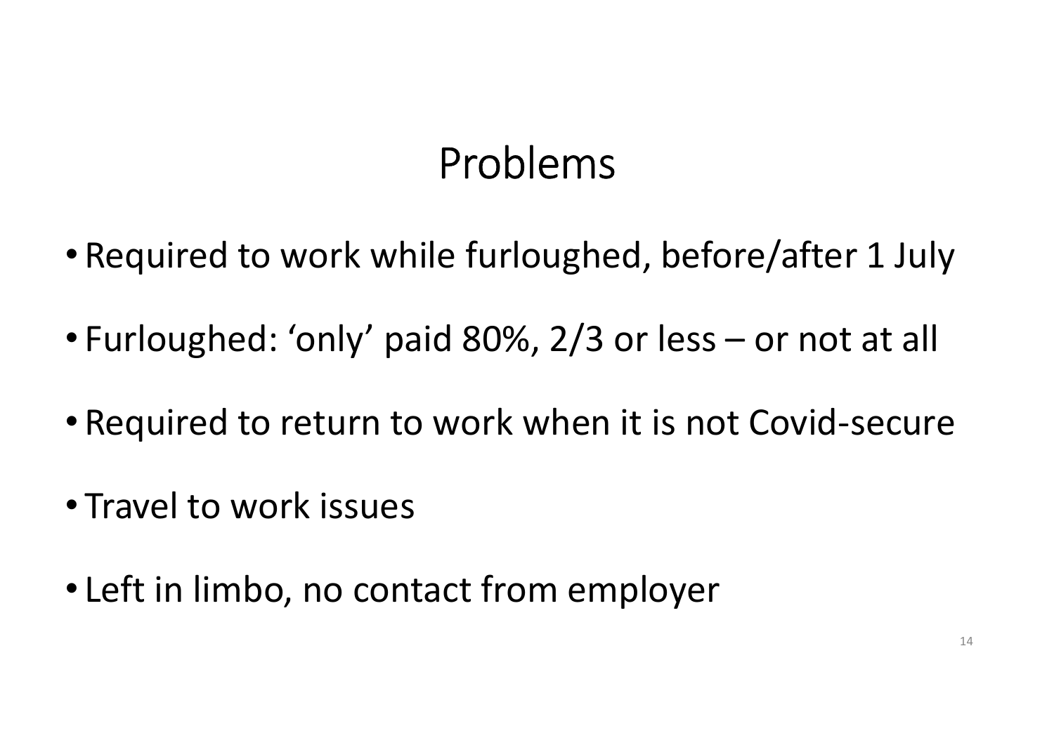# Problems

- Required to work while furloughed, before/after 1 July
- Furloughed: ‘only’ paid 80%, 2/3 or less – or not at all
- Required to return to work when it is not Covid-secure
- Travel to work issues
- Left in limbo, no contact from employer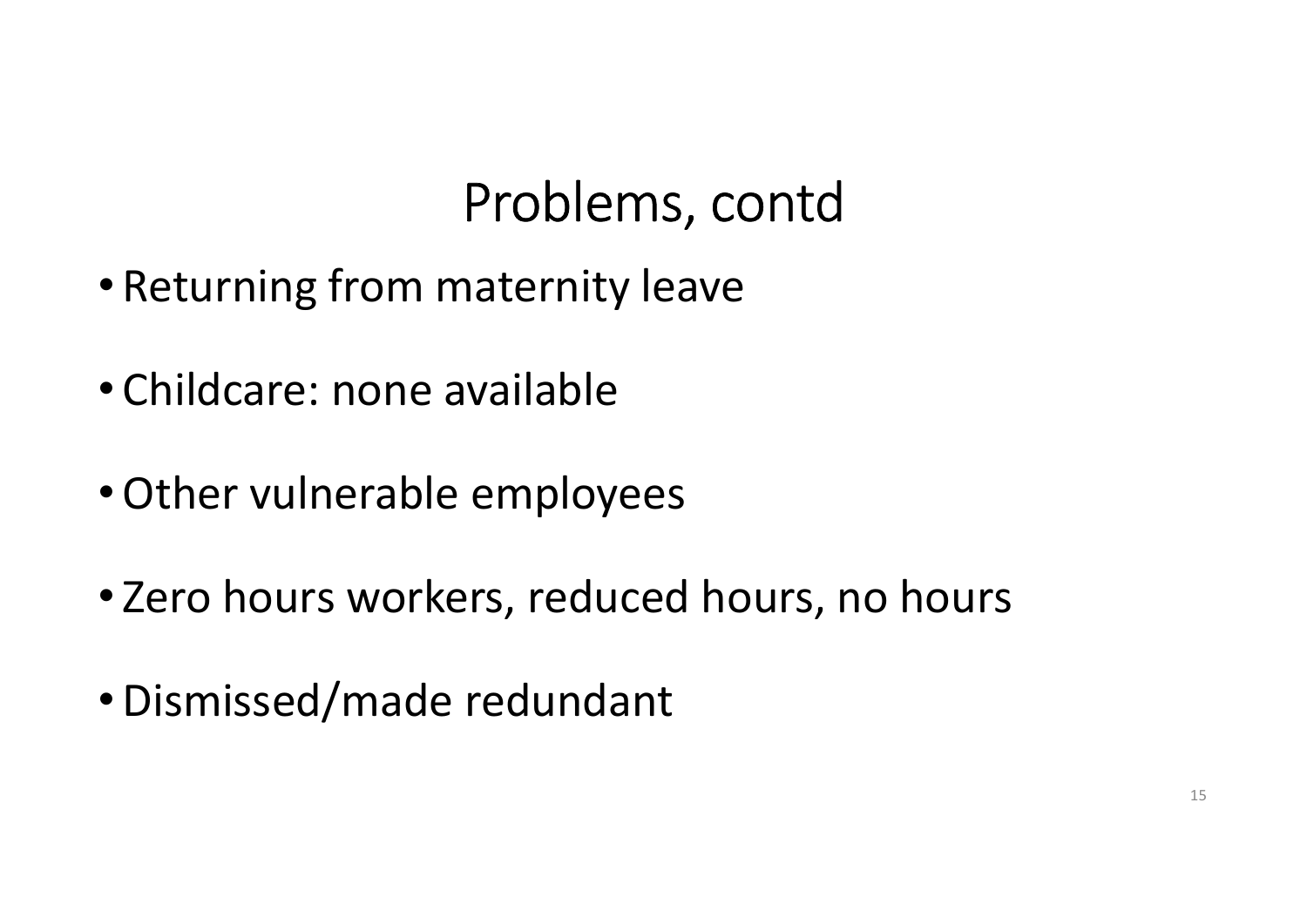# Problems, contd

- Returning from maternity leave
- Childcare: none available
- Other vulnerable employees
- Zero hours workers, reduced hours, no hours
- Dismissed/made redundant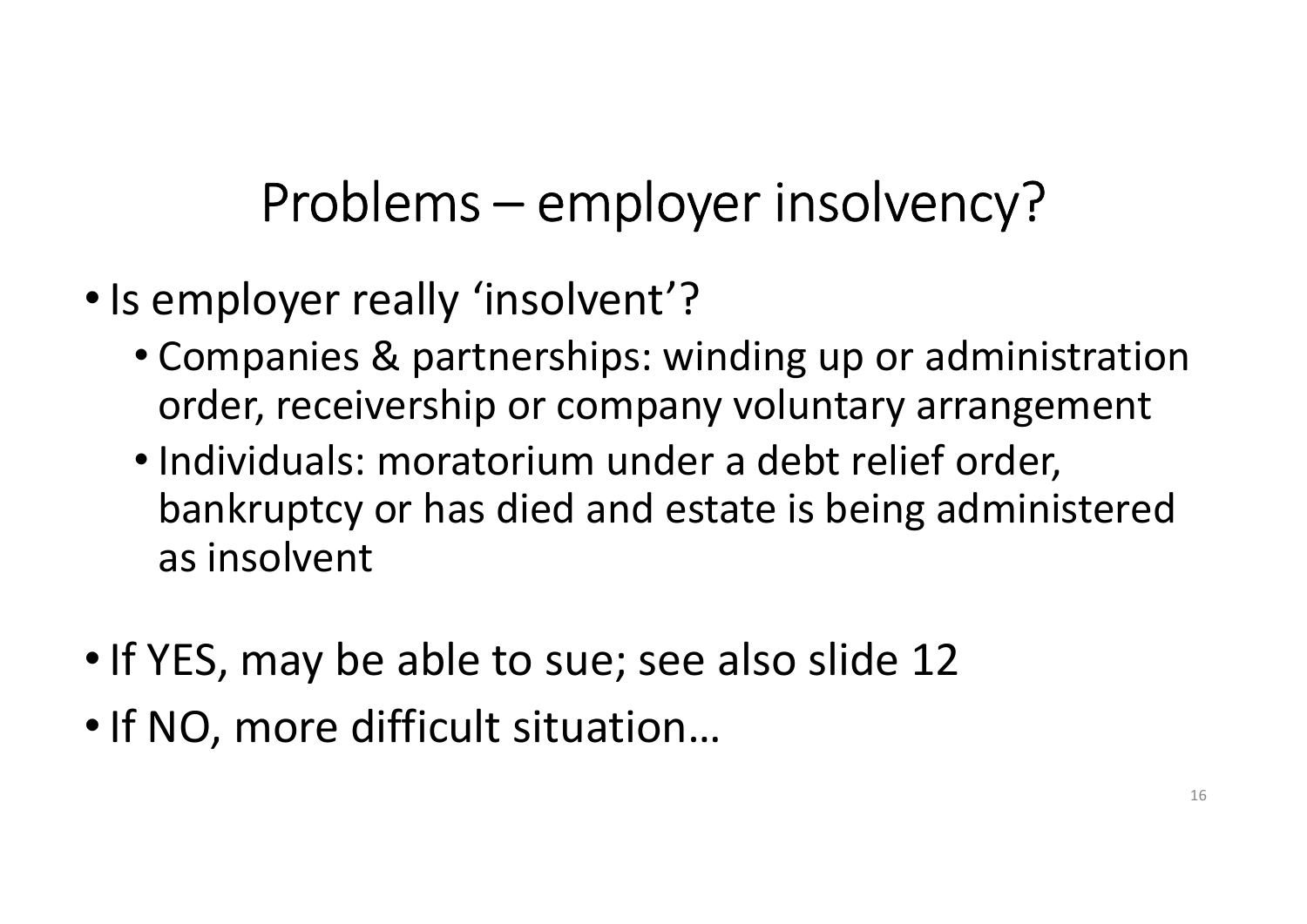# Problems – employer insolvency?

- Is employer really 'insolvent'?
  - Companies & partnerships: winding up or administration order, receivership or company voluntary arrangement
  - Individuals: moratorium under a debt relief order, bankruptcy or has died and estate is being administered as insolvent

- If YES, may be able to sue; see also slide 12
- If NO, more difficult situation…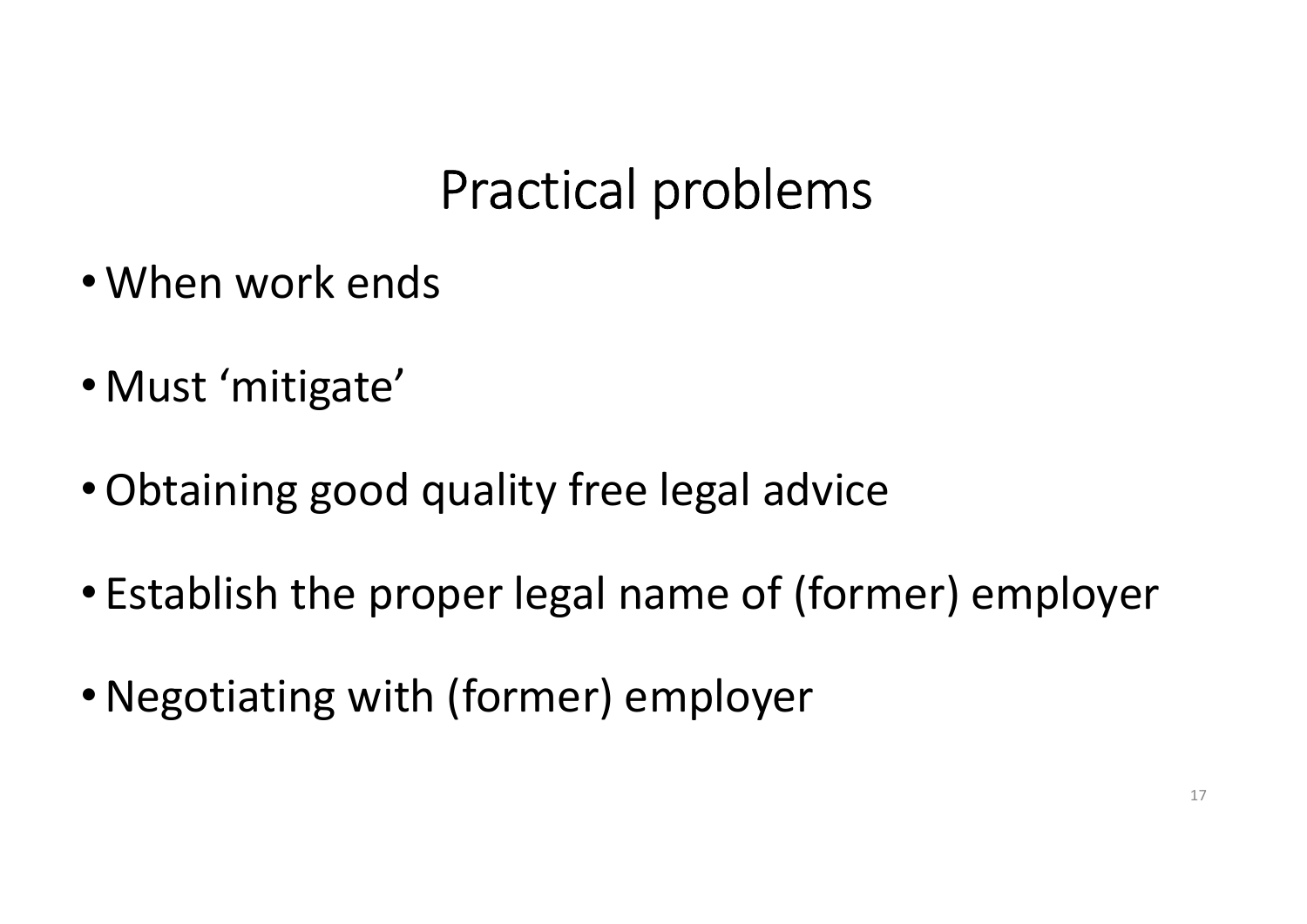# Practical problems

- When work ends
- Must ‘mitigate’
- Obtaining good quality free legal advice
- Establish the proper legal name of (former) employer
- Negotiating with (former) employer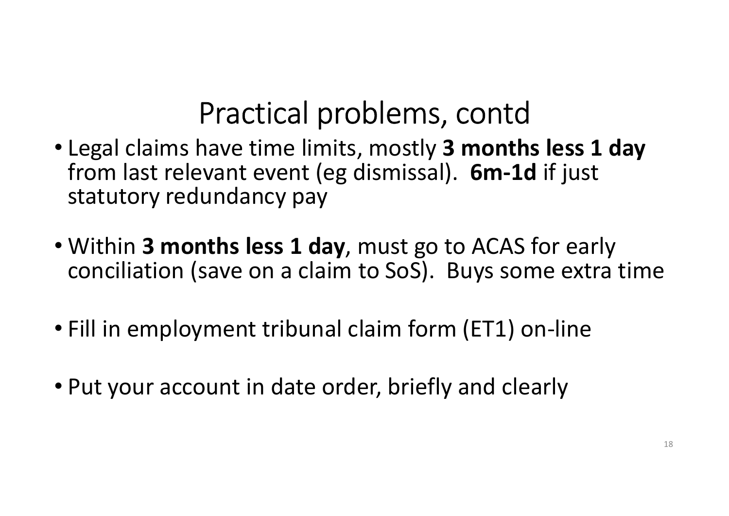# Practical problems, contd

- Legal claims have time limits, mostly **3 months less 1 day** from last relevant event (eg dismissal). **6m-1d** if just statutory redundancy pay
- Within **3 months less 1 day**, must go to ACAS for early conciliation (save on a claim to SoS). Buys some extra time
- Fill in employment tribunal claim form (ET1) on-line
- Put your account in date order, briefly and clearly